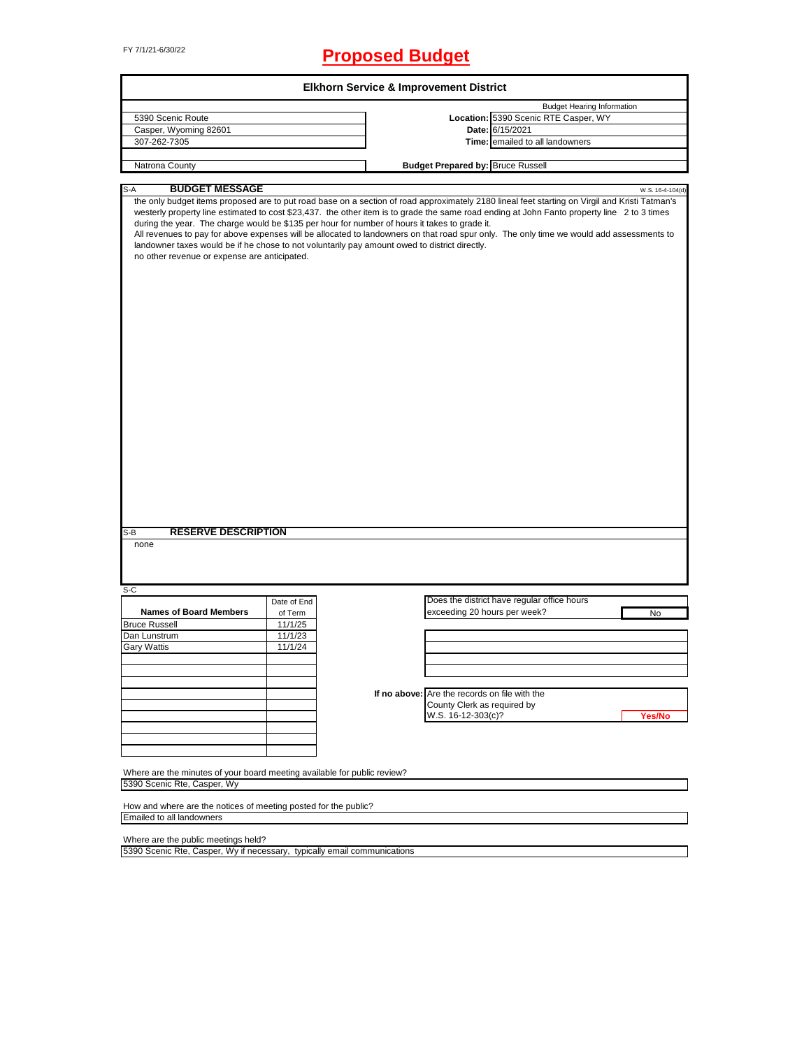FY 7/1/21-6/30/22

# Proposed Budget

## Elkhorn Service & Improvement District

| | | |
|---|---|---|
| 5390 Scenic Route | | Budget Hearing Information |
| Casper, Wyoming 82601 | **Location:** | 5390 Scenic RTE Casper, WY |
| 307-262-7305 | **Date:** | 6/15/2021 |
| | **Time:** | emailed to all landowners |
| Natrona County | **Budget Prepared by:** | Bruce Russell |

### S-A BUDGET MESSAGE

W.S. 16-4-104(d)

the only budget items proposed are to put road base on a section of road approximately 2180 lineal feet starting on Virgil and Kristi Tatman's westerly property line estimated to cost $23,437. the other item is to grade the same road ending at John Fanto property line 2 to 3 times during the year. The charge would be $135 per hour for number of hours it takes to grade it.
All revenues to pay for above expenses will be allocated to landowners on that road spur only. The only time we would add assessments to landowner taxes would be if he chose to not voluntarily pay amount owed to district directly.
no other revenue or expense are anticipated.

### S-B RESERVE DESCRIPTION

none

### S-C

| Names of Board Members | Date of End of Term |
|---|---|
| Bruce Russell | 11/1/25 |
| Dan Lunstrum | 11/1/23 |
| Gary Wattis | 11/1/24 |

Does the district have regular office hours exceeding 20 hours per week? No

**If no above:** Are the records on file with the County Clerk as required by W.S. 16-12-303(c)? Yes/No

Where are the minutes of your board meeting available for public review?
5390 Scenic Rte, Casper, Wy

How and where are the notices of meeting posted for the public?
Emailed to all landowners

Where are the public meetings held?
5390 Scenic Rte, Casper, Wy if necessary, typically email communications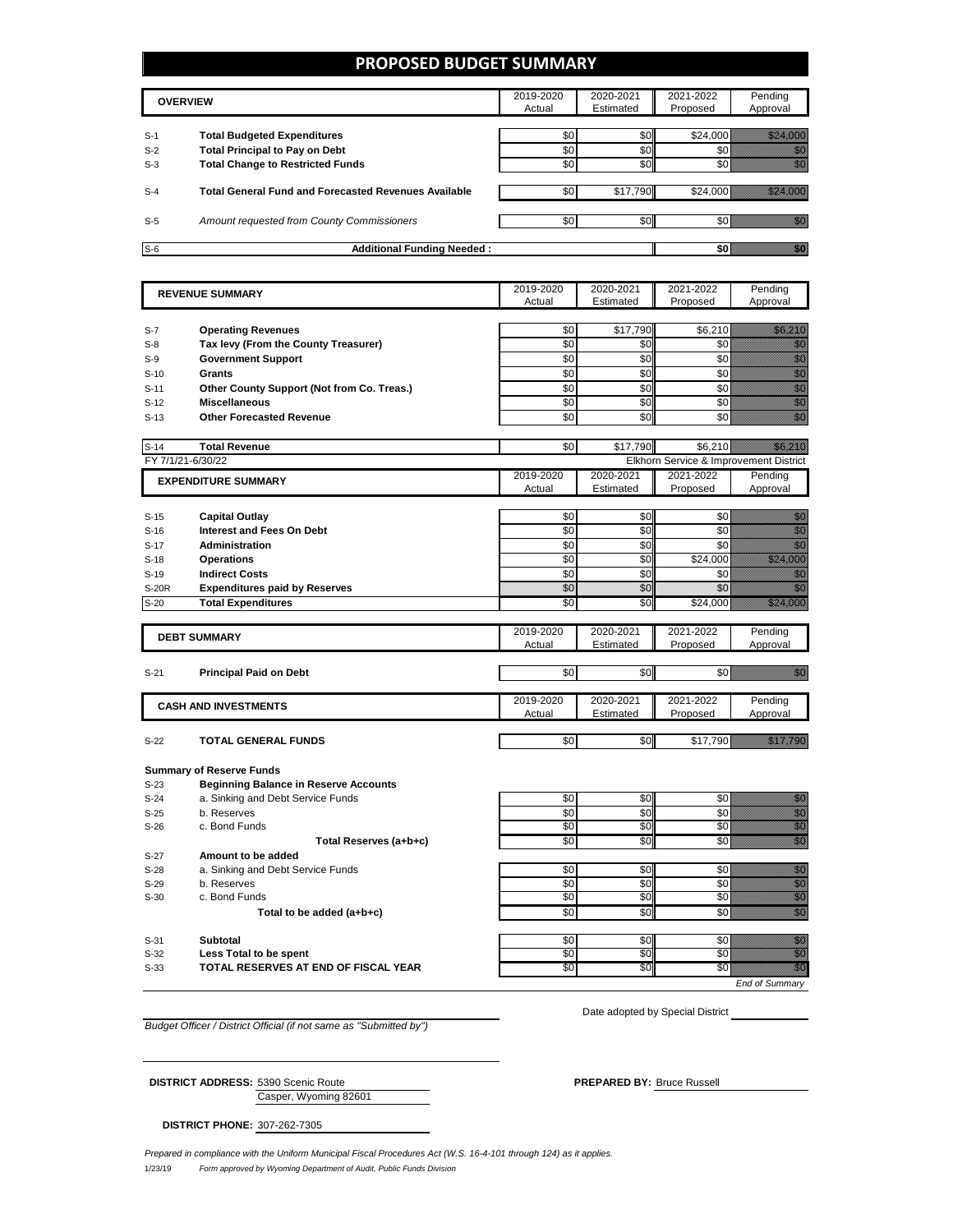# PROPOSED BUDGET SUMMARY

| | OVERVIEW | 2019-2020 Actual | 2020-2021 Estimated | 2021-2022 Proposed | Pending Approval |
|---|---|---|---|---|---|
| S-1 | **Total Budgeted Expenditures** | $0 | $0 | $24,000 | $24,000 |
| S-2 | **Total Principal to Pay on Debt** | $0 | $0 | $0 | $0 |
| S-3 | **Total Change to Restricted Funds** | $0 | $0 | $0 | $0 |
| S-4 | **Total General Fund and Forecasted Revenues Available** | $0 | $17,790 | $24,000 | $24,000 |
| S-5 | *Amount requested from County Commissioners* | $0 | $0 | $0 | $0 |
| S-6 | **Additional Funding Needed :** | | | **$0** | **$0** |

| | REVENUE SUMMARY | 2019-2020 Actual | 2020-2021 Estimated | 2021-2022 Proposed | Pending Approval |
|---|---|---|---|---|---|
| S-7 | **Operating Revenues** | $0 | $17,790 | $6,210 | $6,210 |
| S-8 | **Tax levy (From the County Treasurer)** | $0 | $0 | $0 | $0 |
| S-9 | **Government Support** | $0 | $0 | $0 | $0 |
| S-10 | **Grants** | $0 | $0 | $0 | $0 |
| S-11 | **Other County Support (Not from Co. Treas.)** | $0 | $0 | $0 | $0 |
| S-12 | **Miscellaneous** | $0 | $0 | $0 | $0 |
| S-13 | **Other Forecasted Revenue** | $0 | $0 | $0 | $0 |
| S-14 | **Total Revenue** | $0 | $17,790 | $6,210 | $6,210 |

FY 7/1/21-6/30/22 — Elkhorn Service & Improvement District

| | EXPENDITURE SUMMARY | 2019-2020 Actual | 2020-2021 Estimated | 2021-2022 Proposed | Pending Approval |
|---|---|---|---|---|---|
| S-15 | **Capital Outlay** | $0 | $0 | $0 | $0 |
| S-16 | **Interest and Fees On Debt** | $0 | $0 | $0 | $0 |
| S-17 | **Administration** | $0 | $0 | $0 | $0 |
| S-18 | **Operations** | $0 | $0 | $24,000 | $24,000 |
| S-19 | **Indirect Costs** | $0 | $0 | $0 | $0 |
| S-20R | **Expenditures paid by Reserves** | $0 | $0 | $0 | $0 |
| S-20 | **Total Expenditures** | $0 | $0 | $24,000 | $24,000 |

| | DEBT SUMMARY | 2019-2020 Actual | 2020-2021 Estimated | 2021-2022 Proposed | Pending Approval |
|---|---|---|---|---|---|
| S-21 | **Principal Paid on Debt** | $0 | $0 | $0 | $0 |

| | CASH AND INVESTMENTS | 2019-2020 Actual | 2020-2021 Estimated | 2021-2022 Proposed | Pending Approval |
|---|---|---|---|---|---|
| S-22 | **TOTAL GENERAL FUNDS** | $0 | $0 | $17,790 | $17,790 |
| | **Summary of Reserve Funds** | | | | |
| S-23 | **Beginning Balance in Reserve Accounts** | | | | |
| S-24 | a. Sinking and Debt Service Funds | $0 | $0 | $0 | $0 |
| S-25 | b. Reserves | $0 | $0 | $0 | $0 |
| S-26 | c. Bond Funds | $0 | $0 | $0 | $0 |
| | **Total Reserves (a+b+c)** | $0 | $0 | $0 | $0 |
| S-27 | **Amount to be added** | | | | |
| S-28 | a. Sinking and Debt Service Funds | $0 | $0 | $0 | $0 |
| S-29 | b. Reserves | $0 | $0 | $0 | $0 |
| S-30 | c. Bond Funds | $0 | $0 | $0 | $0 |
| | **Total to be added (a+b+c)** | $0 | $0 | $0 | $0 |
| S-31 | **Subtotal** | $0 | $0 | $0 | $0 |
| S-32 | **Less Total to be spent** | $0 | $0 | $0 | $0 |
| S-33 | **TOTAL RESERVES AT END OF FISCAL YEAR** | $0 | $0 | $0 | $0 |

*End of Summary*

*Budget Officer / District Official (if not same as "Submitted by")*

Date adopted by Special District

**DISTRICT ADDRESS:** 5390 Scenic Route
Casper, Wyoming 82601

**PREPARED BY:** Bruce Russell

**DISTRICT PHONE:** 307-262-7305

*Prepared in compliance with the Uniform Municipal Fiscal Procedures Act (W.S. 16-4-101 through 124) as it applies.*

1/23/19 *Form approved by Wyoming Department of Audit, Public Funds Division*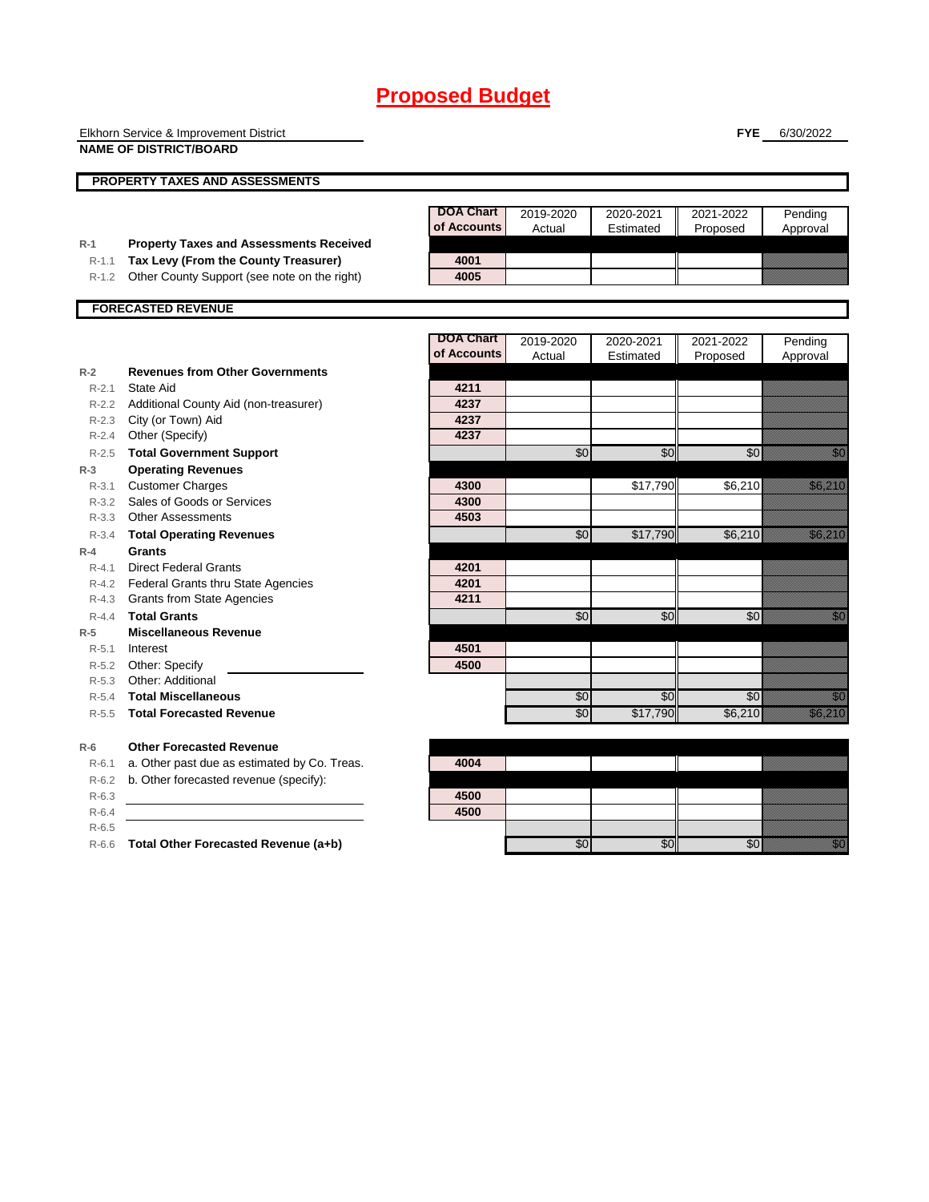# Proposed Budget

Elkhorn Service & Improvement District
**NAME OF DISTRICT/BOARD**

**FYE** 6/30/2022

## PROPERTY TAXES AND ASSESSMENTS

| | | DOA Chart of Accounts | 2019-2020 Actual | 2020-2021 Estimated | 2021-2022 Proposed | Pending Approval |
|---|---|---|---|---|---|---|
| R-1 | **Property Taxes and Assessments Received** | | | | | |
| R-1.1 | **Tax Levy (From the County Treasurer)** | 4001 | | | | |
| R-1.2 | Other County Support (see note on the right) | 4005 | | | | |

## FORECASTED REVENUE

| | | DOA Chart of Accounts | 2019-2020 Actual | 2020-2021 Estimated | 2021-2022 Proposed | Pending Approval |
|---|---|---|---|---|---|---|
| R-2 | **Revenues from Other Governments** | | | | | |
| R-2.1 | State Aid | 4211 | | | | |
| R-2.2 | Additional County Aid (non-treasurer) | 4237 | | | | |
| R-2.3 | City (or Town) Aid | 4237 | | | | |
| R-2.4 | Other (Specify) | 4237 | | | | |
| R-2.5 | **Total Government Support** | | $0 | $0 | $0 | $0 |
| R-3 | **Operating Revenues** | | | | | |
| R-3.1 | Customer Charges | 4300 | | $17,790 | $6,210 | $6,210 |
| R-3.2 | Sales of Goods or Services | 4300 | | | | |
| R-3.3 | Other Assessments | 4503 | | | | |
| R-3.4 | **Total Operating Revenues** | | $0 | $17,790 | $6,210 | $6,210 |
| R-4 | **Grants** | | | | | |
| R-4.1 | Direct Federal Grants | 4201 | | | | |
| R-4.2 | Federal Grants thru State Agencies | 4201 | | | | |
| R-4.3 | Grants from State Agencies | 4211 | | | | |
| R-4.4 | **Total Grants** | | $0 | $0 | $0 | $0 |
| R-5 | **Miscellaneous Revenue** | | | | | |
| R-5.1 | Interest | 4501 | | | | |
| R-5.2 | Other: Specify | 4500 | | | | |
| R-5.3 | Other: Additional | | | | | |
| R-5.4 | **Total Miscellaneous** | | $0 | $0 | $0 | $0 |
| R-5.5 | **Total Forecasted Revenue** | | $0 | $17,790 | $6,210 | $6,210 |
| | | | | | | |
| R-6 | **Other Forecasted Revenue** | | | | | |
| R-6.1 | a. Other past due as estimated by Co. Treas. | 4004 | | | | |
| R-6.2 | b. Other forecasted revenue (specify): | | | | | |
| R-6.3 | | 4500 | | | | |
| R-6.4 | | 4500 | | | | |
| R-6.5 | | | | | | |
| R-6.6 | **Total Other Forecasted Revenue (a+b)** | | $0 | $0 | $0 | $0 |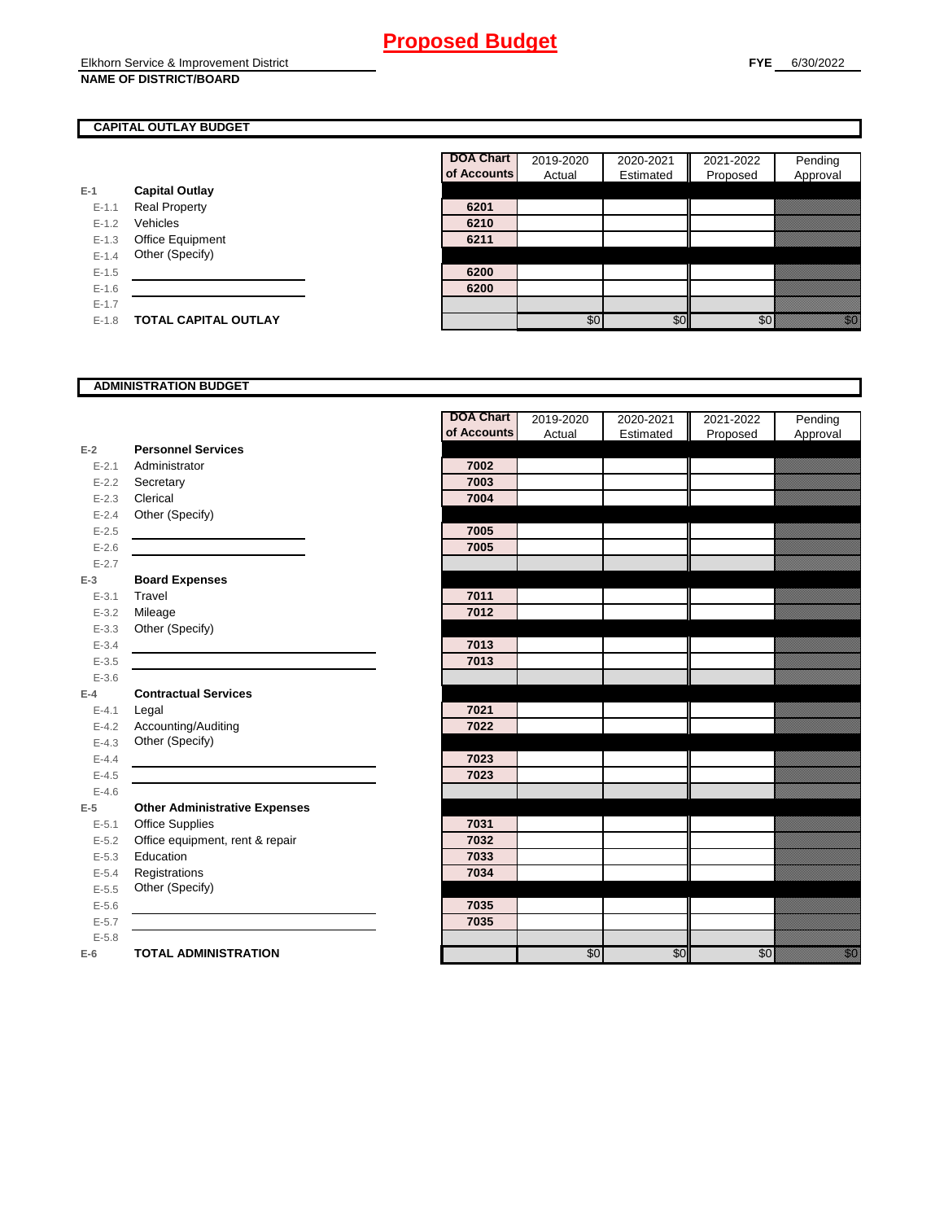# Proposed Budget

Elkhorn Service & Improvement District
**NAME OF DISTRICT/BOARD**

**FYE** 6/30/2022

## CAPITAL OUTLAY BUDGET

| | | DOA Chart of Accounts | 2019-2020 Actual | 2020-2021 Estimated | 2021-2022 Proposed | Pending Approval |
|---|---|---|---|---|---|---|
| **E-1** | **Capital Outlay** | | | | | |
| E-1.1 | Real Property | 6201 | | | | |
| E-1.2 | Vehicles | 6210 | | | | |
| E-1.3 | Office Equipment | 6211 | | | | |
| E-1.4 | Other (Specify) | | | | | |
| E-1.5 | | 6200 | | | | |
| E-1.6 | | 6200 | | | | |
| E-1.7 | | | | | | |
| E-1.8 | **TOTAL CAPITAL OUTLAY** | | $0 | $0 | $0 | $0 |

## ADMINISTRATION BUDGET

| | | DOA Chart of Accounts | 2019-2020 Actual | 2020-2021 Estimated | 2021-2022 Proposed | Pending Approval |
|---|---|---|---|---|---|---|
| **E-2** | **Personnel Services** | | | | | |
| E-2.1 | Administrator | 7002 | | | | |
| E-2.2 | Secretary | 7003 | | | | |
| E-2.3 | Clerical | 7004 | | | | |
| E-2.4 | Other (Specify) | | | | | |
| E-2.5 | | 7005 | | | | |
| E-2.6 | | 7005 | | | | |
| E-2.7 | | | | | | |
| **E-3** | **Board Expenses** | | | | | |
| E-3.1 | Travel | 7011 | | | | |
| E-3.2 | Mileage | 7012 | | | | |
| E-3.3 | Other (Specify) | | | | | |
| E-3.4 | | 7013 | | | | |
| E-3.5 | | 7013 | | | | |
| E-3.6 | | | | | | |
| **E-4** | **Contractual Services** | | | | | |
| E-4.1 | Legal | 7021 | | | | |
| E-4.2 | Accounting/Auditing | 7022 | | | | |
| E-4.3 | Other (Specify) | | | | | |
| E-4.4 | | 7023 | | | | |
| E-4.5 | | 7023 | | | | |
| E-4.6 | | | | | | |
| **E-5** | **Other Administrative Expenses** | | | | | |
| E-5.1 | Office Supplies | 7031 | | | | |
| E-5.2 | Office equipment, rent & repair | 7032 | | | | |
| E-5.3 | Education | 7033 | | | | |
| E-5.4 | Registrations | 7034 | | | | |
| E-5.5 | Other (Specify) | | | | | |
| E-5.6 | | 7035 | | | | |
| E-5.7 | | 7035 | | | | |
| E-5.8 | | | | | | |
| **E-6** | **TOTAL ADMINISTRATION** | | $0 | $0 | $0 | $0 |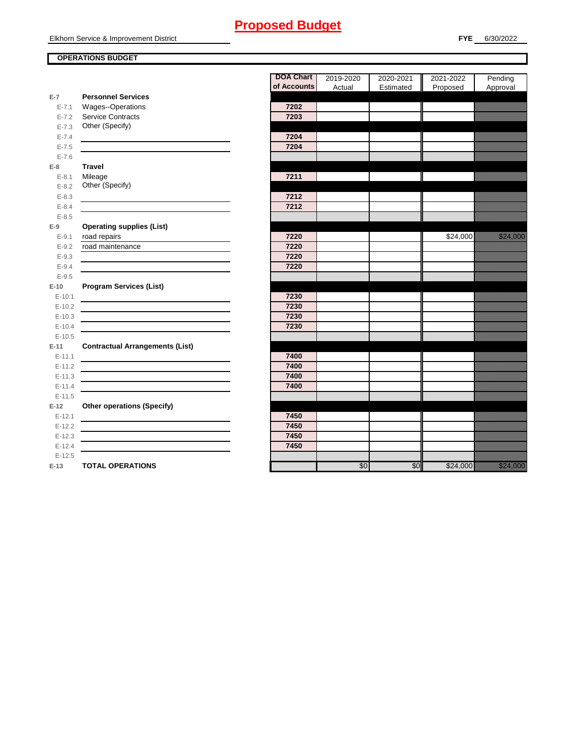# Proposed Budget

Elkhorn Service & Improvement District

**FYE** 6/30/2022

**OPERATIONS BUDGET**

| | | DOA Chart of Accounts | 2019-2020 Actual | 2020-2021 Estimated | 2021-2022 Proposed | Pending Approval |
|---|---|---|---|---|---|---|
| **E-7** | **Personnel Services** | | | | | |
| E-7.1 | Wages--Operations | 7202 | | | | |
| E-7.2 | Service Contracts | 7203 | | | | |
| E-7.3 | Other (Specify) | | | | | |
| E-7.4 | | 7204 | | | | |
| E-7.5 | | 7204 | | | | |
| E-7.6 | | | | | | |
| **E-8** | **Travel** | | | | | |
| E-8.1 | Mileage | 7211 | | | | |
| E-8.2 | Other (Specify) | | | | | |
| E-8.3 | | 7212 | | | | |
| E-8.4 | | 7212 | | | | |
| E-8.5 | | | | | | |
| **E-9** | **Operating supplies (List)** | | | | | |
| E-9.1 | road repairs | 7220 | | | $24,000 | $24,000 |
| E-9.2 | road maintenance | 7220 | | | | |
| E-9.3 | | 7220 | | | | |
| E-9.4 | | 7220 | | | | |
| E-9.5 | | | | | | |
| **E-10** | **Program Services (List)** | | | | | |
| E-10.1 | | 7230 | | | | |
| E-10.2 | | 7230 | | | | |
| E-10.3 | | 7230 | | | | |
| E-10.4 | | 7230 | | | | |
| E-10.5 | | | | | | |
| **E-11** | **Contractual Arrangements (List)** | | | | | |
| E-11.1 | | 7400 | | | | |
| E-11.2 | | 7400 | | | | |
| E-11.3 | | 7400 | | | | |
| E-11.4 | | 7400 | | | | |
| E-11.5 | | | | | | |
| **E-12** | **Other operations (Specify)** | | | | | |
| E-12.1 | | 7450 | | | | |
| E-12.2 | | 7450 | | | | |
| E-12.3 | | 7450 | | | | |
| E-12.4 | | 7450 | | | | |
| E-12.5 | | | | | | |
| **E-13** | **TOTAL OPERATIONS** | | $0 | $0 | $24,000 | $24,000 |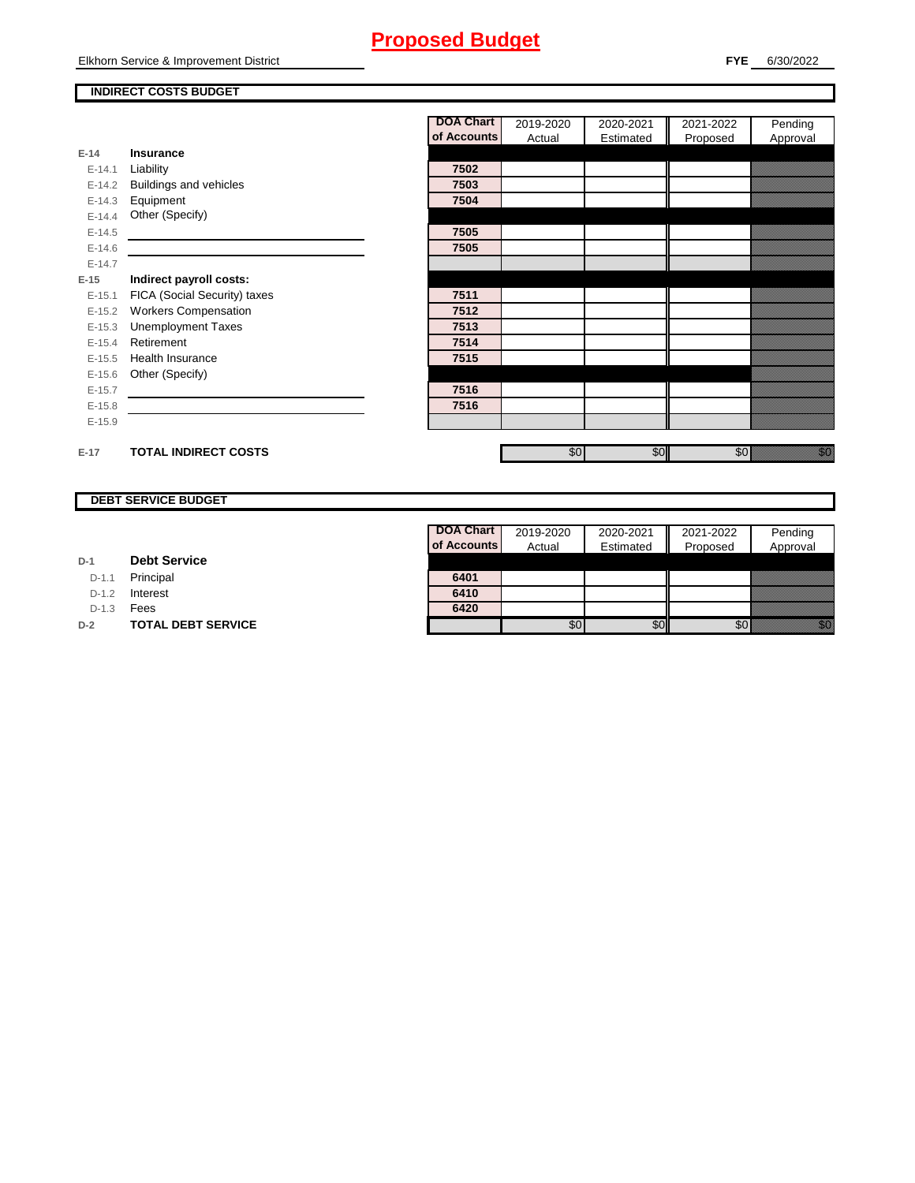# Proposed Budget

Elkhorn Service & Improvement District

**FYE** 6/30/2022

## INDIRECT COSTS BUDGET

| | | DOA Chart of Accounts | 2019-2020 Actual | 2020-2021 Estimated | 2021-2022 Proposed | Pending Approval |
|---|---|---|---|---|---|---|
| **E-14** | **Insurance** | | | | | |
| E-14.1 | Liability | 7502 | | | | |
| E-14.2 | Buildings and vehicles | 7503 | | | | |
| E-14.3 | Equipment | 7504 | | | | |
| E-14.4 | Other (Specify) | | | | | |
| E-14.5 | | 7505 | | | | |
| E-14.6 | | 7505 | | | | |
| E-14.7 | | | | | | |
| **E-15** | **Indirect payroll costs:** | | | | | |
| E-15.1 | FICA (Social Security) taxes | 7511 | | | | |
| E-15.2 | Workers Compensation | 7512 | | | | |
| E-15.3 | Unemployment Taxes | 7513 | | | | |
| E-15.4 | Retirement | 7514 | | | | |
| E-15.5 | Health Insurance | 7515 | | | | |
| E-15.6 | Other (Specify) | | | | | |
| E-15.7 | | 7516 | | | | |
| E-15.8 | | 7516 | | | | |
| E-15.9 | | | | | | |
| **E-17** | **TOTAL INDIRECT COSTS** | | $0 | $0 | $0 | $0 |

## DEBT SERVICE BUDGET

| | | DOA Chart of Accounts | 2019-2020 Actual | 2020-2021 Estimated | 2021-2022 Proposed | Pending Approval |
|---|---|---|---|---|---|---|
| **D-1** | **Debt Service** | | | | | |
| D-1.1 | Principal | 6401 | | | | |
| D-1.2 | Interest | 6410 | | | | |
| D-1.3 | Fees | 6420 | | | | |
| **D-2** | **TOTAL DEBT SERVICE** | | $0 | $0 | $0 | $0 |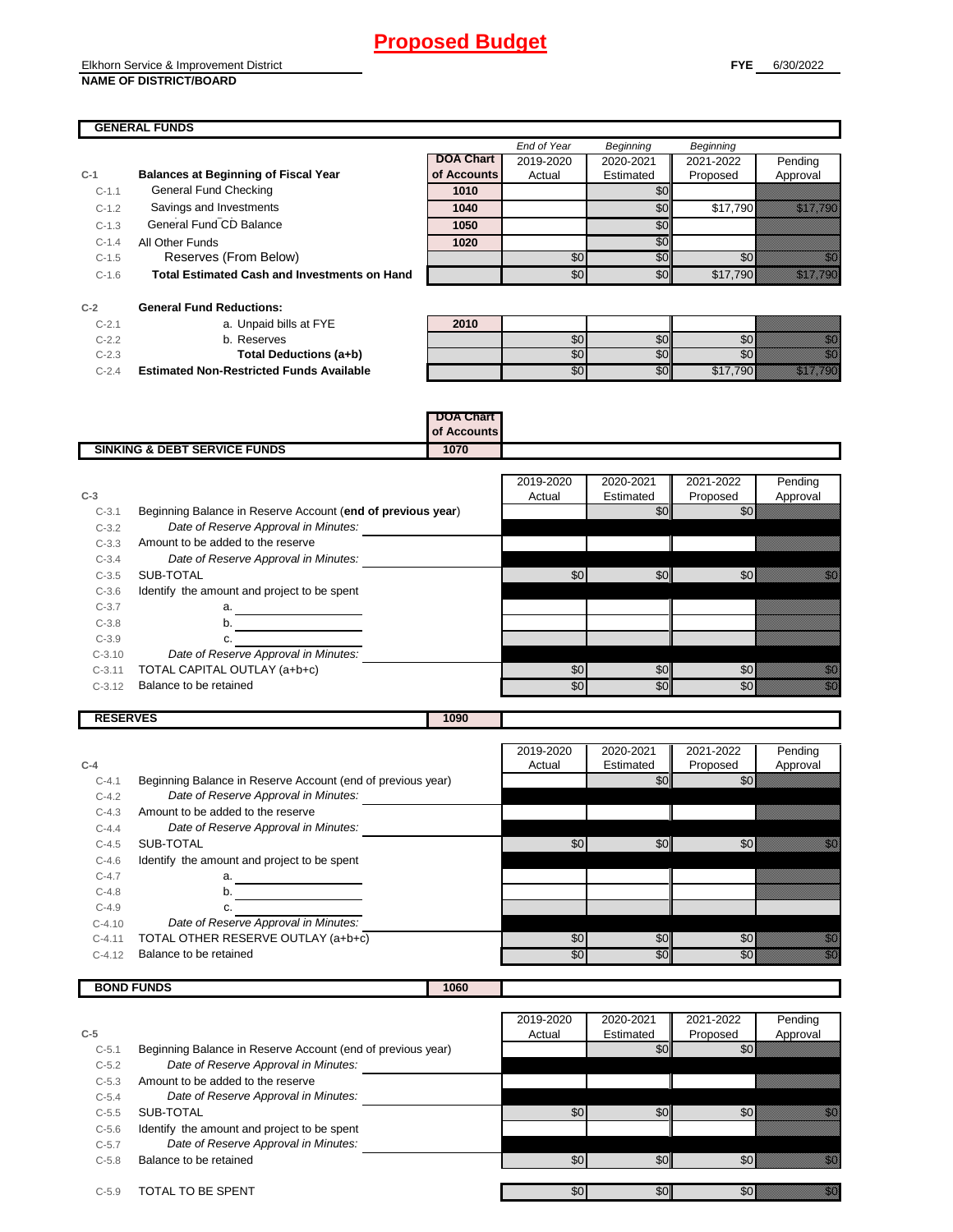# Proposed Budget

Elkhorn Service & Improvement District
**NAME OF DISTRICT/BOARD**

**FYE** 6/30/2022

## GENERAL FUNDS

| | | DOA Chart of Accounts | End of Year 2019-2020 Actual | Beginning 2020-2021 Estimated | Beginning 2021-2022 Proposed | Pending Approval |
|---|---|---|---|---|---|---|
| **C-1** | **Balances at Beginning of Fiscal Year** | | | | | |
| C-1.1 | General Fund Checking | 1010 | | $0 | | |
| C-1.2 | Savings and Investments | 1040 | | $0 | $17,790 | $17,790 |
| C-1.3 | General Fund CD Balance | 1050 | | $0 | | |
| C-1.4 | All Other Funds | 1020 | | $0 | | |
| C-1.5 | Reserves (From Below) | | $0 | $0 | $0 | $0 |
| C-1.6 | **Total Estimated Cash and Investments on Hand** | | $0 | $0 | $17,790 | $17,790 |
| **C-2** | **General Fund Reductions:** | | | | | |
| C-2.1 | a. Unpaid bills at FYE | 2010 | | | | |
| C-2.2 | b. Reserves | | $0 | $0 | $0 | $0 |
| C-2.3 | **Total Deductions (a+b)** | | $0 | $0 | $0 | $0 |
| C-2.4 | **Estimated Non-Restricted Funds Available** | | $0 | $0 | $17,790 | $17,790 |

## SINKING & DEBT SERVICE FUNDS — DOA Chart of Accounts 1070

| | | 2019-2020 Actual | 2020-2021 Estimated | 2021-2022 Proposed | Pending Approval |
|---|---|---|---|---|---|
| **C-3** | | | | | |
| C-3.1 | Beginning Balance in Reserve Account (**end of previous year**) | | $0 | $0 | |
| C-3.2 | *Date of Reserve Approval in Minutes:* | | | | |
| C-3.3 | Amount to be added to the reserve | | | | |
| C-3.4 | *Date of Reserve Approval in Minutes:* | | | | |
| C-3.5 | SUB-TOTAL | $0 | $0 | $0 | $0 |
| C-3.6 | Identify the amount and project to be spent | | | | |
| C-3.7 | a. | | | | |
| C-3.8 | b. | | | | |
| C-3.9 | c. | | | | |
| C-3.10 | *Date of Reserve Approval in Minutes:* | | | | |
| C-3.11 | TOTAL CAPITAL OUTLAY (a+b+c) | $0 | $0 | $0 | $0 |
| C-3.12 | Balance to be retained | $0 | $0 | $0 | $0 |

## RESERVES — 1090

| | | 2019-2020 Actual | 2020-2021 Estimated | 2021-2022 Proposed | Pending Approval |
|---|---|---|---|---|---|
| **C-4** | | | | | |
| C-4.1 | Beginning Balance in Reserve Account (end of previous year) | | $0 | $0 | |
| C-4.2 | *Date of Reserve Approval in Minutes:* | | | | |
| C-4.3 | Amount to be added to the reserve | | | | |
| C-4.4 | *Date of Reserve Approval in Minutes:* | | | | |
| C-4.5 | SUB-TOTAL | $0 | $0 | $0 | $0 |
| C-4.6 | Identify the amount and project to be spent | | | | |
| C-4.7 | a. | | | | |
| C-4.8 | b. | | | | |
| C-4.9 | c. | | | | |
| C-4.10 | *Date of Reserve Approval in Minutes:* | | | | |
| C-4.11 | TOTAL OTHER RESERVE OUTLAY (a+b+c) | $0 | $0 | $0 | $0 |
| C-4.12 | Balance to be retained | $0 | $0 | $0 | $0 |

## BOND FUNDS — 1060

| | | 2019-2020 Actual | 2020-2021 Estimated | 2021-2022 Proposed | Pending Approval |
|---|---|---|---|---|---|
| **C-5** | | | | | |
| C-5.1 | Beginning Balance in Reserve Account (end of previous year) | | $0 | $0 | |
| C-5.2 | *Date of Reserve Approval in Minutes:* | | | | |
| C-5.3 | Amount to be added to the reserve | | | | |
| C-5.4 | *Date of Reserve Approval in Minutes:* | | | | |
| C-5.5 | SUB-TOTAL | $0 | $0 | $0 | $0 |
| C-5.6 | Identify the amount and project to be spent | | | | |
| C-5.7 | *Date of Reserve Approval in Minutes:* | | | | |
| C-5.8 | Balance to be retained | $0 | $0 | $0 | $0 |
| C-5.9 | TOTAL TO BE SPENT | $0 | $0 | $0 | $0 |